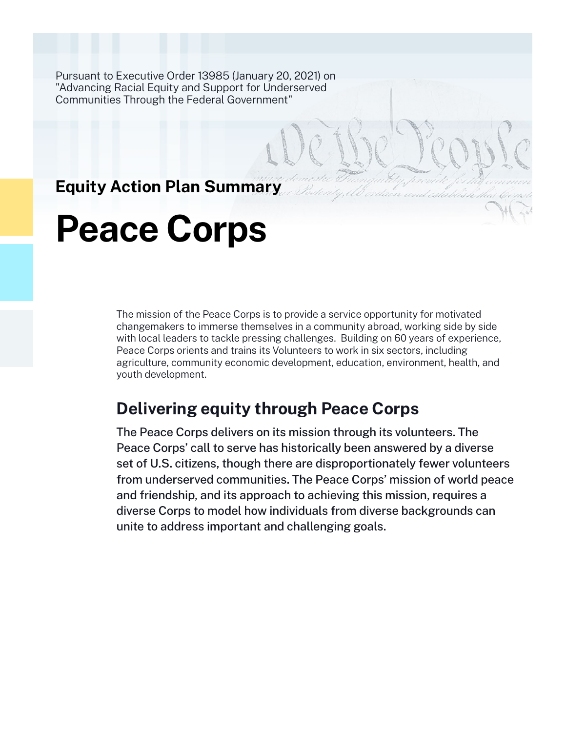Pursuant to Executive Order 13985 (January 20, 2021) on "Advancing Racial Equity and Support for Underserved Communities Through the Federal Government"

**Equity Action Plan Summary**

# Peace Corps

The mission of the Peace Corps is to provide a service opportunity for motivated changemakers to immerse themselves in a community abroad, working side by side with local leaders to tackle pressing challenges. Building on 60 years of experience, Peace Corps orients and trains its Volunteers to work in six sectors, including agriculture, community economic development, education, environment, health, and youth development.

## Delivering equity through Peace Corps

The Peace Corps delivers on its mission through its volunteers. The Peace Corps' call to serve has historically been answered by a diverse set of U.S. citizens, though there are disproportionately fewer volunteers from underserved communities. The Peace Corps' mission of world peace and friendship, and its approach to achieving this mission, requires a diverse Corps to model how individuals from diverse backgrounds can unite to address important and challenging goals.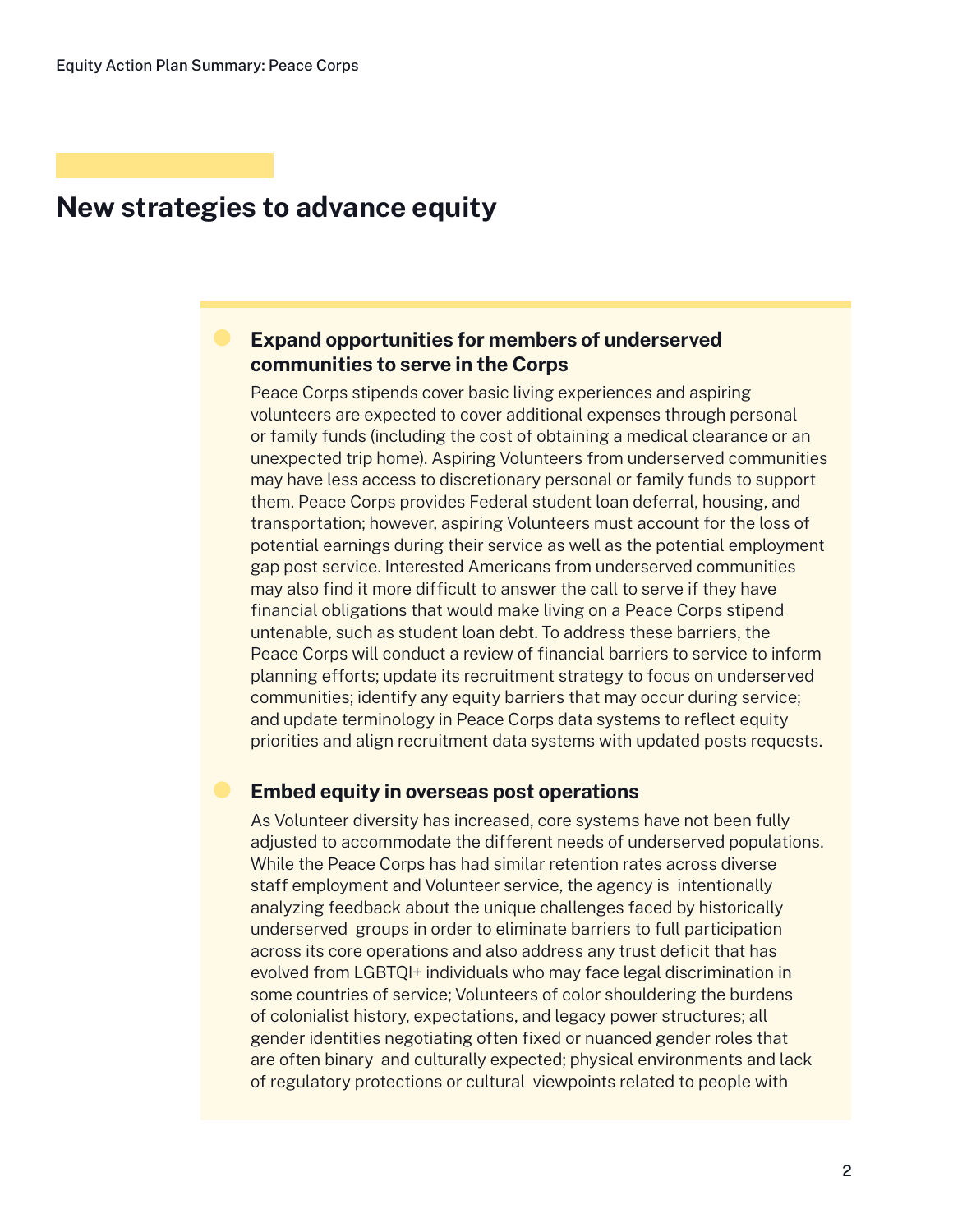## New strategies to advance equity

- **Expand opportunities for members of underserved communities to serve in the Corps**

  Peace Corps stipends cover basic living experiences and aspiring volunteers are expected to cover additional expenses through personal or family funds (including the cost of obtaining a medical clearance or an unexpected trip home). Aspiring Volunteers from underserved communities may have less access to discretionary personal or family funds to support them. Peace Corps provides Federal student loan deferral, housing, and transportation; however, aspiring Volunteers must account for the loss of potential earnings during their service as well as the potential employment gap post service. Interested Americans from underserved communities may also find it more difficult to answer the call to serve if they have financial obligations that would make living on a Peace Corps stipend untenable, such as student loan debt. To address these barriers, the Peace Corps will conduct a review of financial barriers to service to inform planning efforts; update its recruitment strategy to focus on underserved communities; identify any equity barriers that may occur during service; and update terminology in Peace Corps data systems to reflect equity priorities and align recruitment data systems with updated posts requests.

- **Embed equity in overseas post operations**

  As Volunteer diversity has increased, core systems have not been fully adjusted to accommodate the different needs of underserved populations. While the Peace Corps has had similar retention rates across diverse staff employment and Volunteer service, the agency is intentionally analyzing feedback about the unique challenges faced by historically underserved groups in order to eliminate barriers to full participation across its core operations and also address any trust deficit that has evolved from LGBTQI+ individuals who may face legal discrimination in some countries of service; Volunteers of color shouldering the burdens of colonialist history, expectations, and legacy power structures; all gender identities negotiating often fixed or nuanced gender roles that are often binary and culturally expected; physical environments and lack of regulatory protections or cultural viewpoints related to people with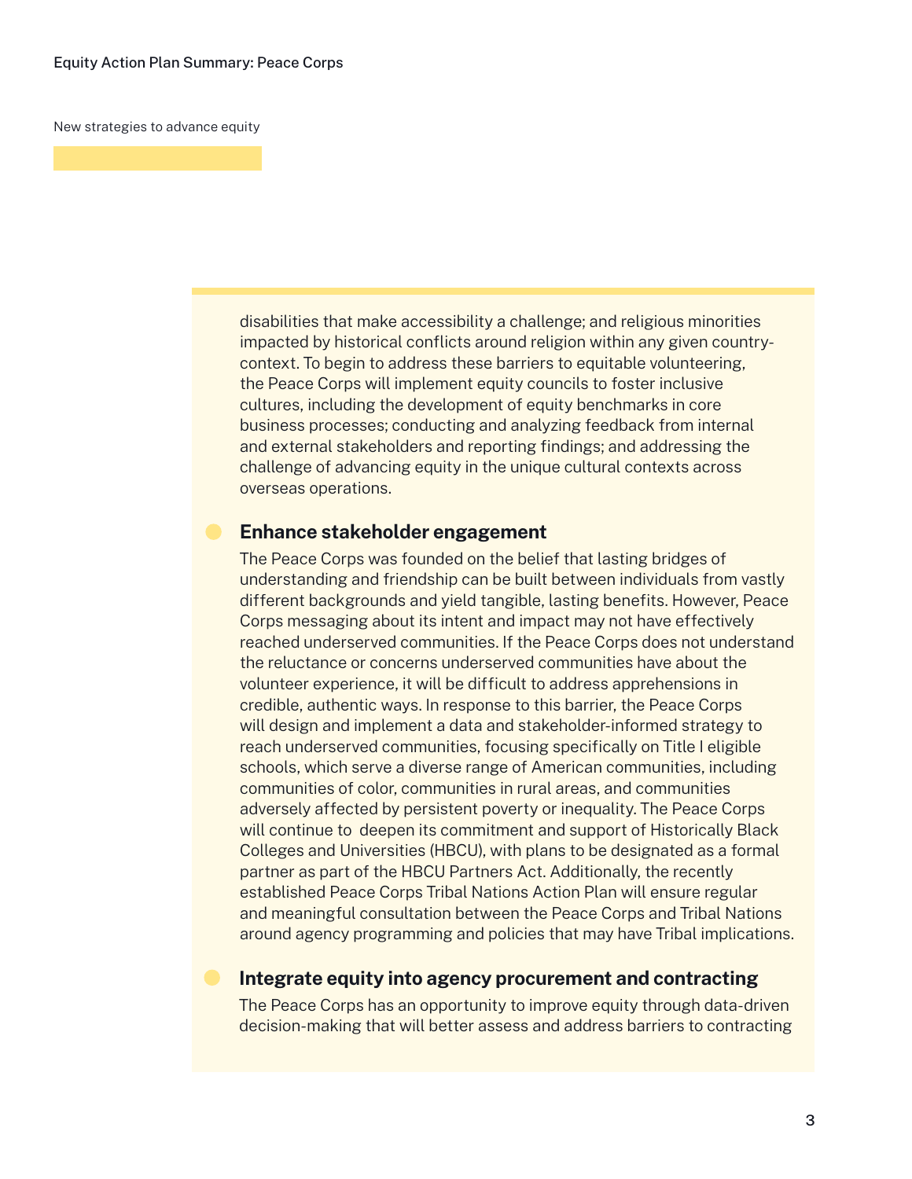New strategies to advance equity

disabilities that make accessibility a challenge; and religious minorities impacted by historical conflicts around religion within any given country-context. To begin to address these barriers to equitable volunteering, the Peace Corps will implement equity councils to foster inclusive cultures, including the development of equity benchmarks in core business processes; conducting and analyzing feedback from internal and external stakeholders and reporting findings; and addressing the challenge of advancing equity in the unique cultural contexts across overseas operations.

- **Enhance stakeholder engagement**

  The Peace Corps was founded on the belief that lasting bridges of understanding and friendship can be built between individuals from vastly different backgrounds and yield tangible, lasting benefits. However, Peace Corps messaging about its intent and impact may not have effectively reached underserved communities. If the Peace Corps does not understand the reluctance or concerns underserved communities have about the volunteer experience, it will be difficult to address apprehensions in credible, authentic ways. In response to this barrier, the Peace Corps will design and implement a data and stakeholder-informed strategy to reach underserved communities, focusing specifically on Title I eligible schools, which serve a diverse range of American communities, including communities of color, communities in rural areas, and communities adversely affected by persistent poverty or inequality. The Peace Corps will continue to deepen its commitment and support of Historically Black Colleges and Universities (HBCU), with plans to be designated as a formal partner as part of the HBCU Partners Act. Additionally, the recently established Peace Corps Tribal Nations Action Plan will ensure regular and meaningful consultation between the Peace Corps and Tribal Nations around agency programming and policies that may have Tribal implications.

- **Integrate equity into agency procurement and contracting**

  The Peace Corps has an opportunity to improve equity through data-driven decision-making that will better assess and address barriers to contracting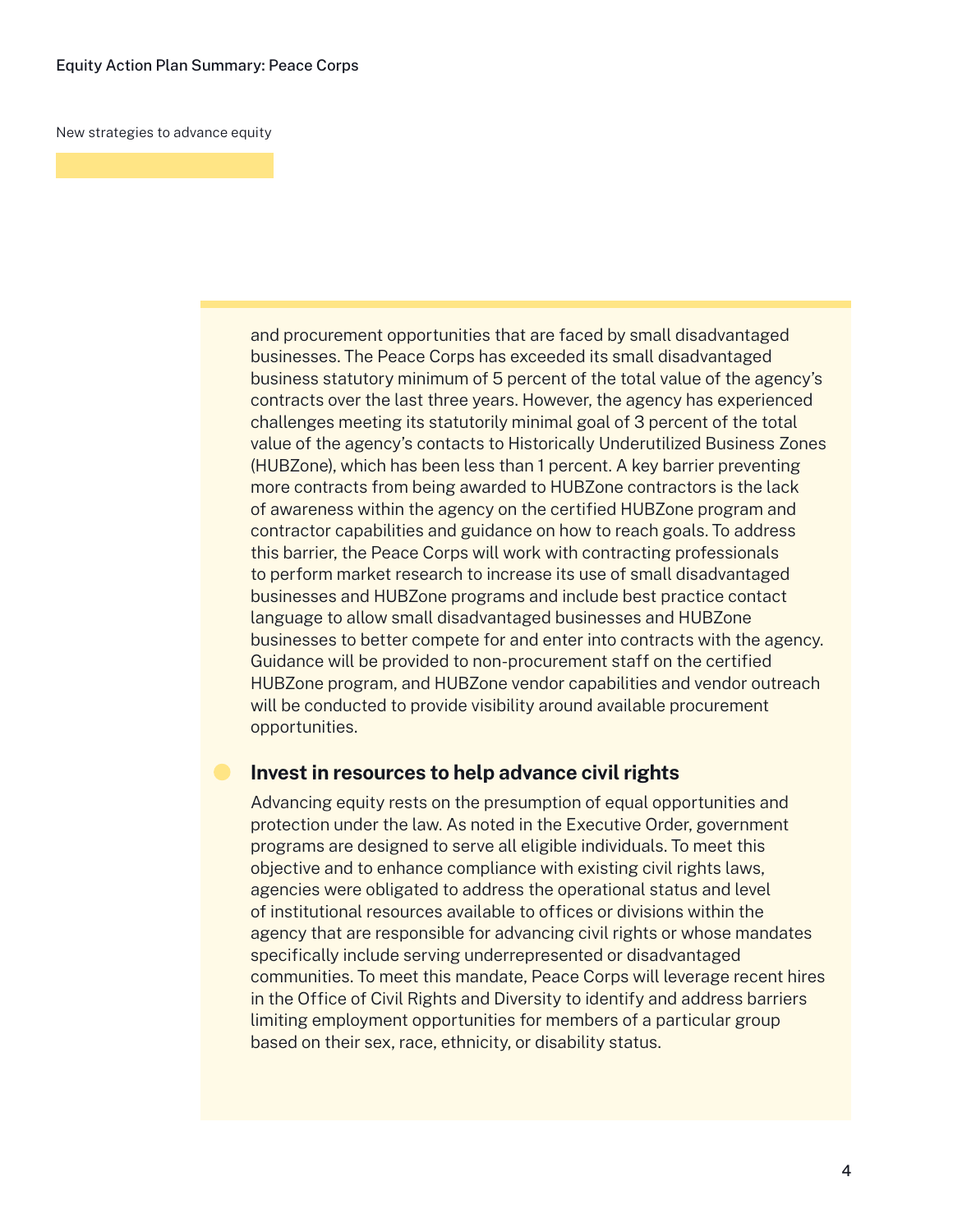New strategies to advance equity

and procurement opportunities that are faced by small disadvantaged businesses. The Peace Corps has exceeded its small disadvantaged business statutory minimum of 5 percent of the total value of the agency's contracts over the last three years. However, the agency has experienced challenges meeting its statutorily minimal goal of 3 percent of the total value of the agency's contacts to Historically Underutilized Business Zones (HUBZone), which has been less than 1 percent. A key barrier preventing more contracts from being awarded to HUBZone contractors is the lack of awareness within the agency on the certified HUBZone program and contractor capabilities and guidance on how to reach goals. To address this barrier, the Peace Corps will work with contracting professionals to perform market research to increase its use of small disadvantaged businesses and HUBZone programs and include best practice contact language to allow small disadvantaged businesses and HUBZone businesses to better compete for and enter into contracts with the agency. Guidance will be provided to non-procurement staff on the certified HUBZone program, and HUBZone vendor capabilities and vendor outreach will be conducted to provide visibility around available procurement opportunities.

### Invest in resources to help advance civil rights

Advancing equity rests on the presumption of equal opportunities and protection under the law. As noted in the Executive Order, government programs are designed to serve all eligible individuals. To meet this objective and to enhance compliance with existing civil rights laws, agencies were obligated to address the operational status and level of institutional resources available to offices or divisions within the agency that are responsible for advancing civil rights or whose mandates specifically include serving underrepresented or disadvantaged communities. To meet this mandate, Peace Corps will leverage recent hires in the Office of Civil Rights and Diversity to identify and address barriers limiting employment opportunities for members of a particular group based on their sex, race, ethnicity, or disability status.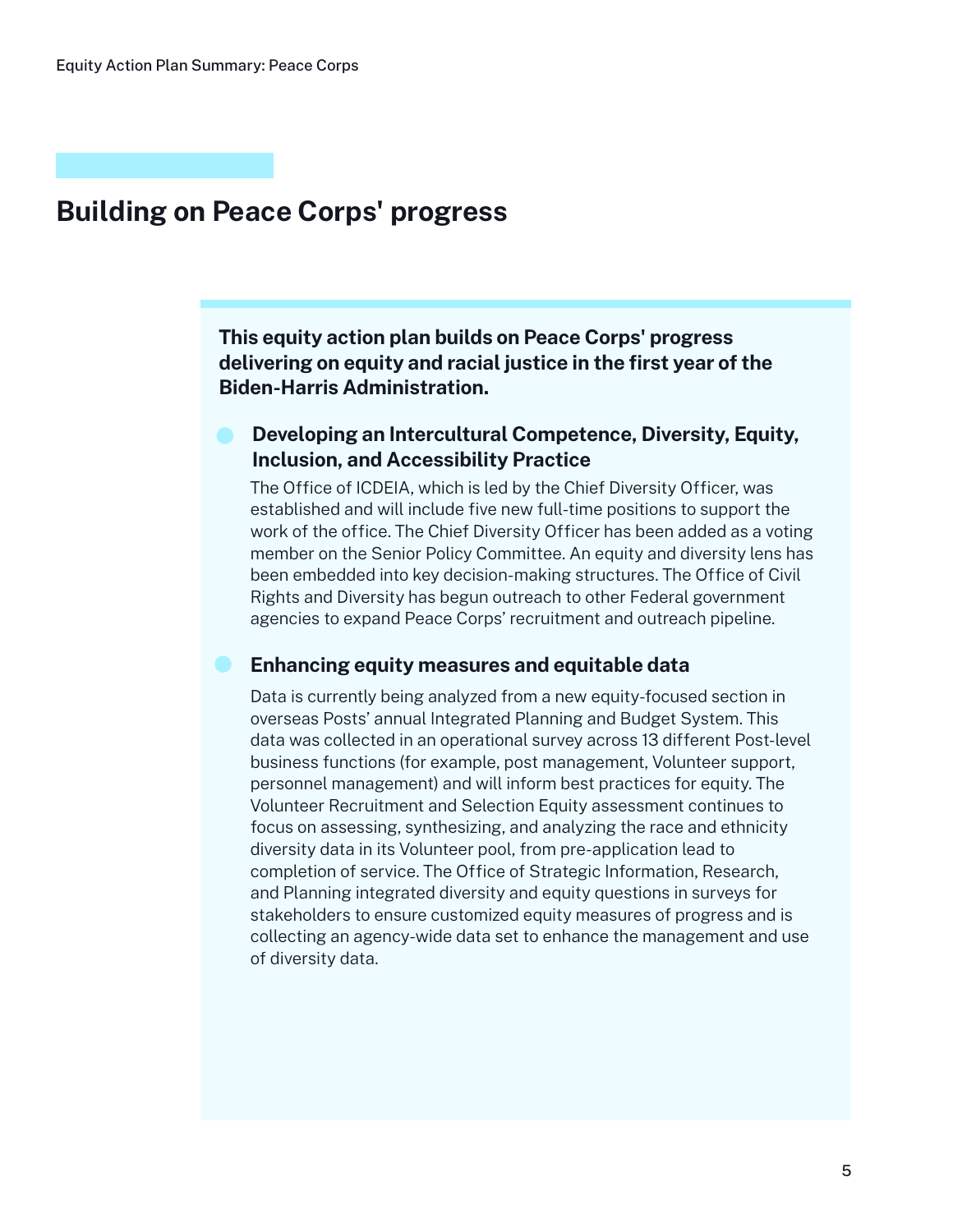## Building on Peace Corps' progress

**This equity action plan builds on Peace Corps' progress delivering on equity and racial justice in the first year of the Biden-Harris Administration.**

- **Developing an Intercultural Competence, Diversity, Equity, Inclusion, and Accessibility Practice**

  The Office of ICDEIA, which is led by the Chief Diversity Officer, was established and will include five new full-time positions to support the work of the office. The Chief Diversity Officer has been added as a voting member on the Senior Policy Committee. An equity and diversity lens has been embedded into key decision-making structures. The Office of Civil Rights and Diversity has begun outreach to other Federal government agencies to expand Peace Corps' recruitment and outreach pipeline.

- **Enhancing equity measures and equitable data**

  Data is currently being analyzed from a new equity-focused section in overseas Posts' annual Integrated Planning and Budget System. This data was collected in an operational survey across 13 different Post-level business functions (for example, post management, Volunteer support, personnel management) and will inform best practices for equity. The Volunteer Recruitment and Selection Equity assessment continues to focus on assessing, synthesizing, and analyzing the race and ethnicity diversity data in its Volunteer pool, from pre-application lead to completion of service. The Office of Strategic Information, Research, and Planning integrated diversity and equity questions in surveys for stakeholders to ensure customized equity measures of progress and is collecting an agency-wide data set to enhance the management and use of diversity data.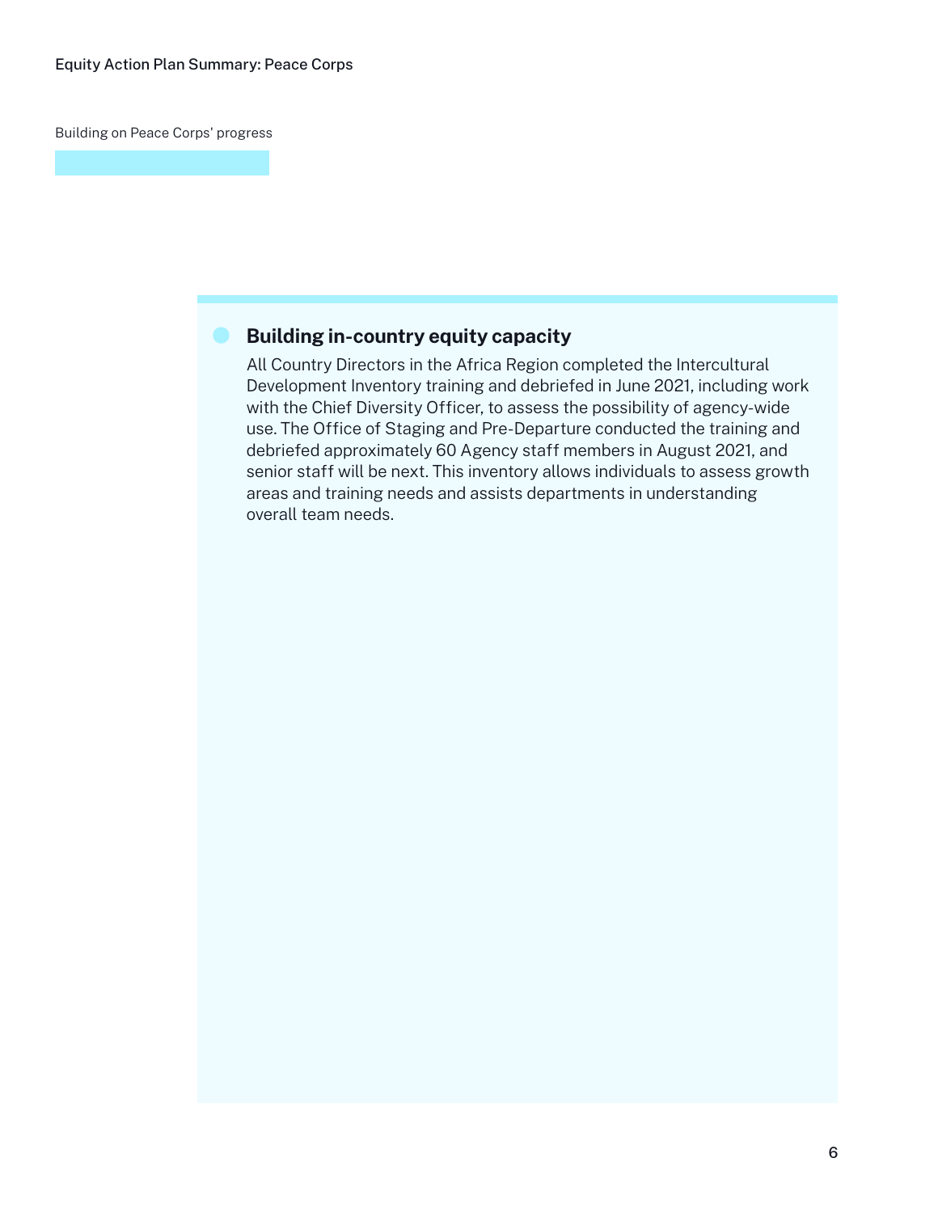Building on Peace Corps' progress

### Building in-country equity capacity

All Country Directors in the Africa Region completed the Intercultural Development Inventory training and debriefed in June 2021, including work with the Chief Diversity Officer, to assess the possibility of agency-wide use. The Office of Staging and Pre-Departure conducted the training and debriefed approximately 60 Agency staff members in August 2021, and senior staff will be next. This inventory allows individuals to assess growth areas and training needs and assists departments in understanding overall team needs.